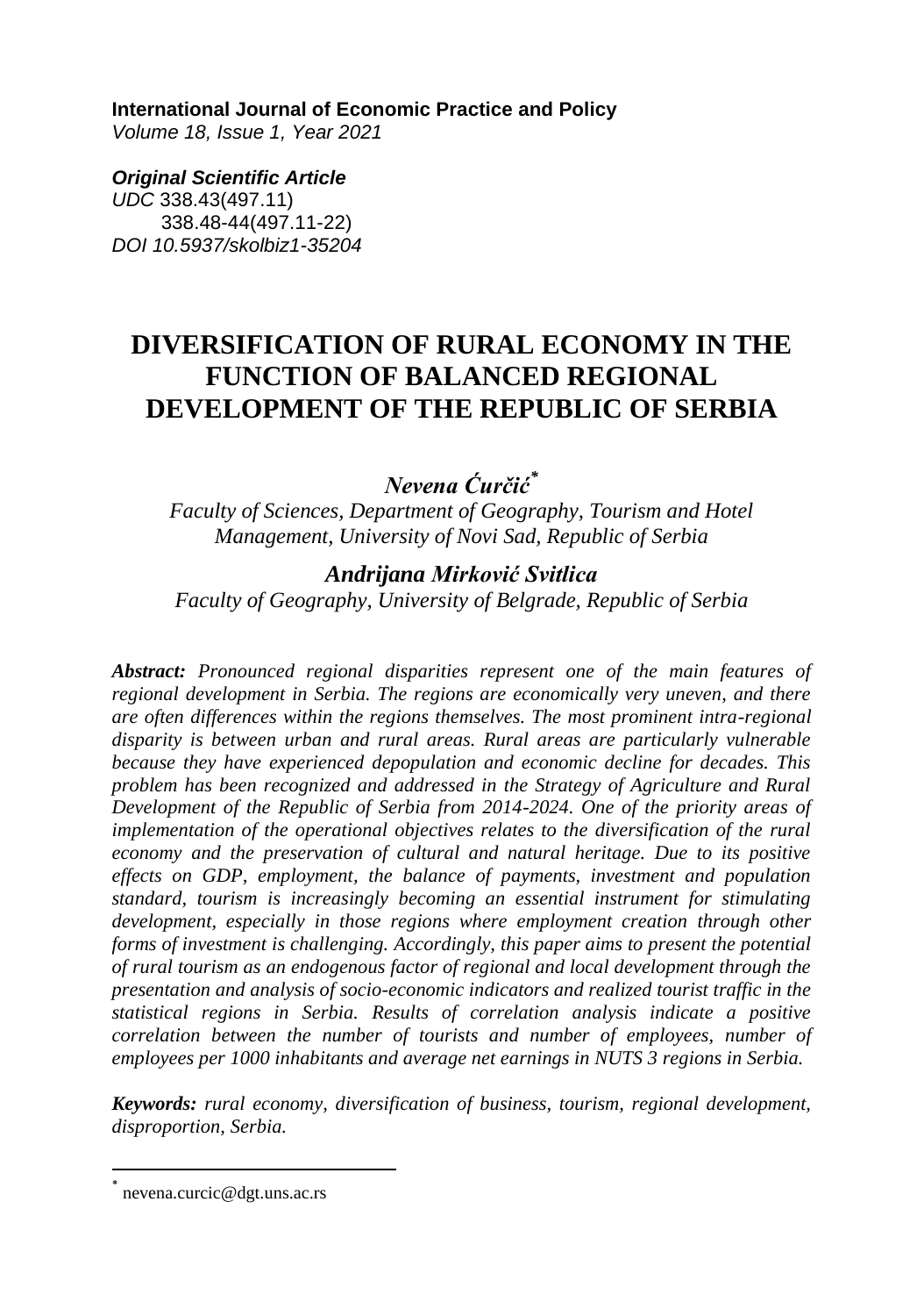**International Journal of Economic Practice and Policy**
*Volume 18, Issue 1, Year 2021*

***Original Scientific Article***
*UDC* 338.43(497.11)
338.48-44(497.11-22)
*DOI 10.5937/skolbiz1-35204*

# DIVERSIFICATION OF RURAL ECONOMY IN THE FUNCTION OF BALANCED REGIONAL DEVELOPMENT OF THE REPUBLIC OF SERBIA

***Nevena Ćurčić*** [*]

*Faculty of Sciences, Department of Geography, Tourism and Hotel Management, University of Novi Sad, Republic of Serbia*

***Andrijana Mirković Svitlica***

*Faculty of Geography, University of Belgrade, Republic of Serbia*

***Abstract:*** *Pronounced regional disparities represent one of the main features of regional development in Serbia. The regions are economically very uneven, and there are often differences within the regions themselves. The most prominent intra-regional disparity is between urban and rural areas. Rural areas are particularly vulnerable because they have experienced depopulation and economic decline for decades. This problem has been recognized and addressed in the Strategy of Agriculture and Rural Development of the Republic of Serbia from 2014-2024. One of the priority areas of implementation of the operational objectives relates to the diversification of the rural economy and the preservation of cultural and natural heritage. Due to its positive effects on GDP, employment, the balance of payments, investment and population standard, tourism is increasingly becoming an essential instrument for stimulating development, especially in those regions where employment creation through other forms of investment is challenging. Accordingly, this paper aims to present the potential of rural tourism as an endogenous factor of regional and local development through the presentation and analysis of socio-economic indicators and realized tourist traffic in the statistical regions in Serbia. Results of correlation analysis indicate a positive correlation between the number of tourists and number of employees, number of employees per 1000 inhabitants and average net earnings in NUTS 3 regions in Serbia.*

***Keywords:*** *rural economy, diversification of business, tourism, regional development, disproportion, Serbia.*

---

[*] nevena.curcic@dgt.uns.ac.rs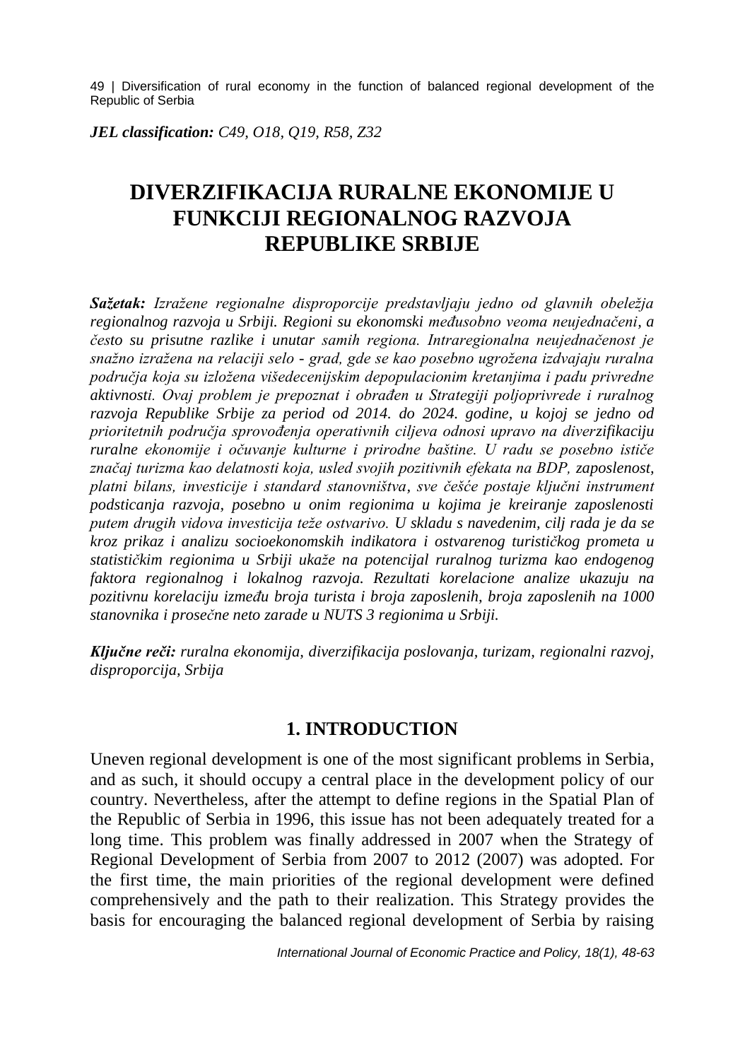***JEL classification:*** *C49, O18, Q19, R58, Z32*

# DIVERZIFIKACIJA RURALNE EKONOMIJE U FUNKCIJI REGIONALNOG RAZVOJA REPUBLIKE SRBIJE

***Sažetak:*** *Izražene regionalne disproporcije predstavljaju jedno od glavnih obeležja regionalnog razvoja u Srbiji. Regioni su ekonomski međusobno veoma neujednačeni, a često su prisutne razlike i unutar samih regiona. Intraregionalna neujednačenost je snažno izražena na relaciji selo - grad, gde se kao posebno ugrožena izdvajaju ruralna područja koja su izložena višedecenijskim depopulacionim kretanjima i padu privredne aktivnosti. Ovaj problem je prepoznat i obrađen u Strategiji poljoprivrede i ruralnog razvoja Republike Srbije za period od 2014. do 2024. godine, u kojoj se jedno od prioritetnih područja sprovođenja operativnih ciljeva odnosi upravo na diverzifikaciju ruralne ekonomije i očuvanje kulturne i prirodne baštine. U radu se posebno ističe značaj turizma kao delatnosti koja, usled svojih pozitivnih efekata na BDP, zaposlenost, platni bilans, investicije i standard stanovništva, sve češće postaje ključni instrument podsticanja razvoja, posebno u onim regionima u kojima je kreiranje zaposlenosti putem drugih vidova investicija teže ostvarivo. U skladu s navedenim, cilj rada je da se kroz prikaz i analizu socioekonomskih indikatora i ostvarenog turističkog prometa u statističkim regionima u Srbiji ukaže na potencijal ruralnog turizma kao endogenog faktora regionalnog i lokalnog razvoja. Rezultati korelacione analize ukazuju na pozitivnu korelaciju između broja turista i broja zaposlenih, broja zaposlenih na 1000 stanovnika i prosečne neto zarade u NUTS 3 regionima u Srbiji.*

***Ključne reči:*** *ruralna ekonomija, diverzifikacija poslovanja, turizam, regionalni razvoj, disproporcija, Srbija*

## 1. INTRODUCTION

Uneven regional development is one of the most significant problems in Serbia, and as such, it should occupy a central place in the development policy of our country. Nevertheless, after the attempt to define regions in the Spatial Plan of the Republic of Serbia in 1996, this issue has not been adequately treated for a long time. This problem was finally addressed in 2007 when the Strategy of Regional Development of Serbia from 2007 to 2012 (2007) was adopted. For the first time, the main priorities of the regional development were defined comprehensively and the path to their realization. This Strategy provides the basis for encouraging the balanced regional development of Serbia by raising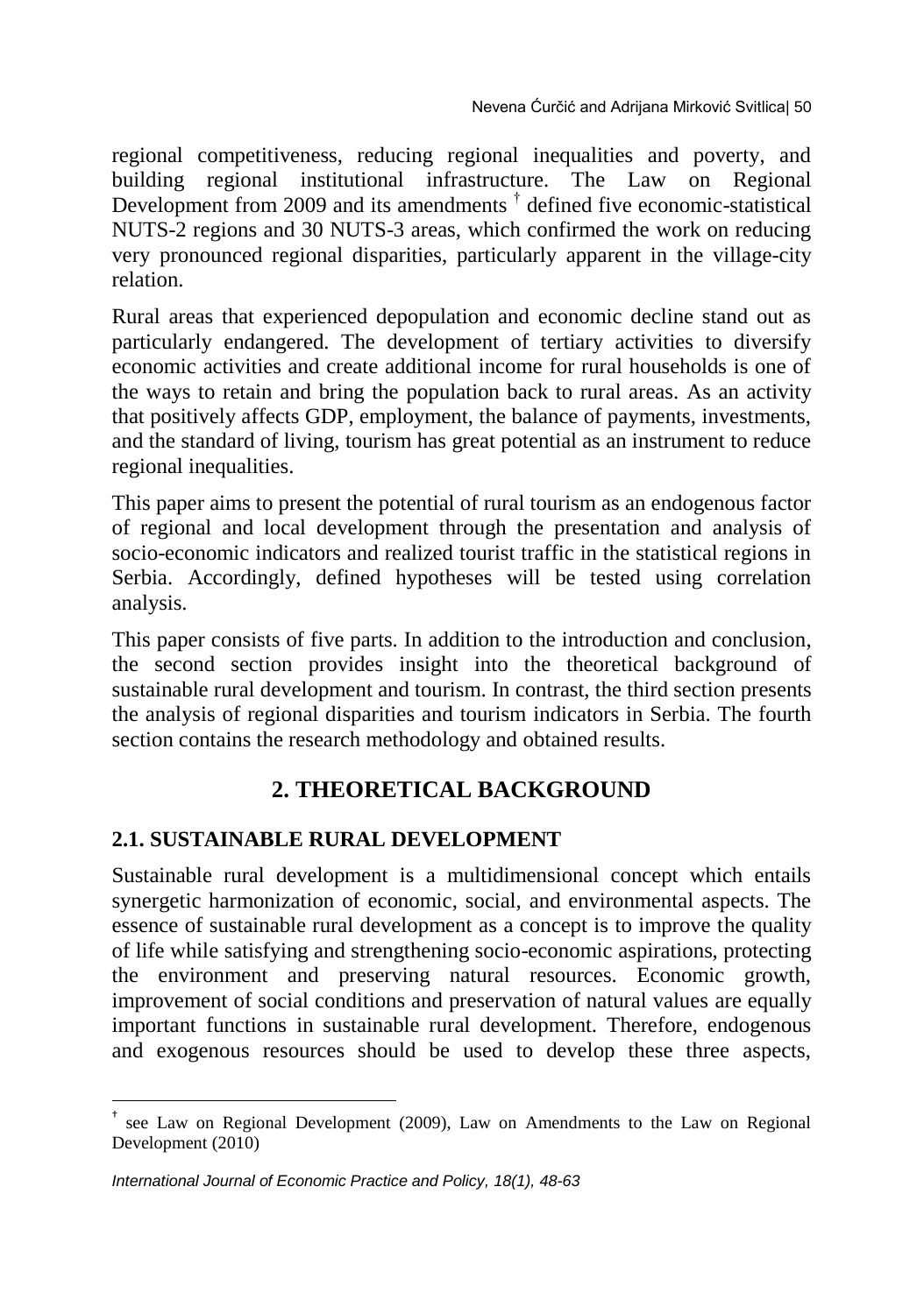regional competitiveness, reducing regional inequalities and poverty, and building regional institutional infrastructure. The Law on Regional Development from 2009 and its amendments [†] defined five economic-statistical NUTS-2 regions and 30 NUTS-3 areas, which confirmed the work on reducing very pronounced regional disparities, particularly apparent in the village-city relation.

Rural areas that experienced depopulation and economic decline stand out as particularly endangered. The development of tertiary activities to diversify economic activities and create additional income for rural households is one of the ways to retain and bring the population back to rural areas. As an activity that positively affects GDP, employment, the balance of payments, investments, and the standard of living, tourism has great potential as an instrument to reduce regional inequalities.

This paper aims to present the potential of rural tourism as an endogenous factor of regional and local development through the presentation and analysis of socio-economic indicators and realized tourist traffic in the statistical regions in Serbia. Accordingly, defined hypotheses will be tested using correlation analysis.

This paper consists of five parts. In addition to the introduction and conclusion, the second section provides insight into the theoretical background of sustainable rural development and tourism. In contrast, the third section presents the analysis of regional disparities and tourism indicators in Serbia. The fourth section contains the research methodology and obtained results.

## 2. THEORETICAL BACKGROUND

### 2.1. SUSTAINABLE RURAL DEVELOPMENT

Sustainable rural development is a multidimensional concept which entails synergetic harmonization of economic, social, and environmental aspects. The essence of sustainable rural development as a concept is to improve the quality of life while satisfying and strengthening socio-economic aspirations, protecting the environment and preserving natural resources. Economic growth, improvement of social conditions and preservation of natural values are equally important functions in sustainable rural development. Therefore, endogenous and exogenous resources should be used to develop these three aspects,

---

[†] see Law on Regional Development (2009), Law on Amendments to the Law on Regional Development (2010)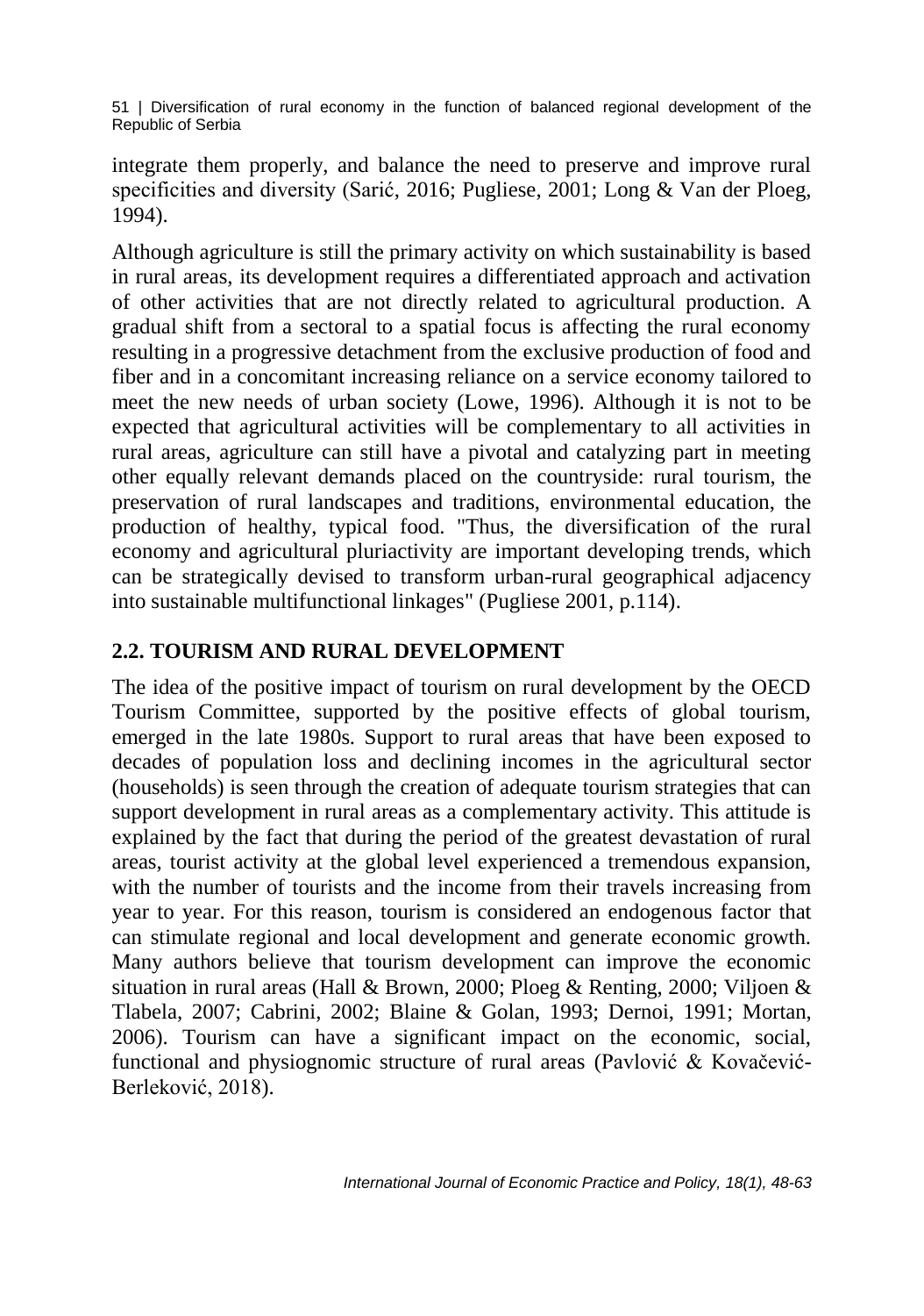integrate them properly, and balance the need to preserve and improve rural specificities and diversity (Sarić, 2016; Pugliese, 2001; Long & Van der Ploeg, 1994).

Although agriculture is still the primary activity on which sustainability is based in rural areas, its development requires a differentiated approach and activation of other activities that are not directly related to agricultural production. A gradual shift from a sectoral to a spatial focus is affecting the rural economy resulting in a progressive detachment from the exclusive production of food and fiber and in a concomitant increasing reliance on a service economy tailored to meet the new needs of urban society (Lowe, 1996). Although it is not to be expected that agricultural activities will be complementary to all activities in rural areas, agriculture can still have a pivotal and catalyzing part in meeting other equally relevant demands placed on the countryside: rural tourism, the preservation of rural landscapes and traditions, environmental education, the production of healthy, typical food. "Thus, the diversification of the rural economy and agricultural pluriactivity are important developing trends, which can be strategically devised to transform urban-rural geographical adjacency into sustainable multifunctional linkages" (Pugliese 2001, p.114).

## 2.2. TOURISM AND RURAL DEVELOPMENT

The idea of the positive impact of tourism on rural development by the OECD Tourism Committee, supported by the positive effects of global tourism, emerged in the late 1980s. Support to rural areas that have been exposed to decades of population loss and declining incomes in the agricultural sector (households) is seen through the creation of adequate tourism strategies that can support development in rural areas as a complementary activity. This attitude is explained by the fact that during the period of the greatest devastation of rural areas, tourist activity at the global level experienced a tremendous expansion, with the number of tourists and the income from their travels increasing from year to year. For this reason, tourism is considered an endogenous factor that can stimulate regional and local development and generate economic growth. Many authors believe that tourism development can improve the economic situation in rural areas (Hall & Brown, 2000; Ploeg & Renting, 2000; Viljoen & Tlabela, 2007; Cabrini, 2002; Blaine & Golan, 1993; Dernoi, 1991; Mortan, 2006). Tourism can have a significant impact on the economic, social, functional and physiognomic structure of rural areas (Pavlović & Kovačević-Berleković, 2018).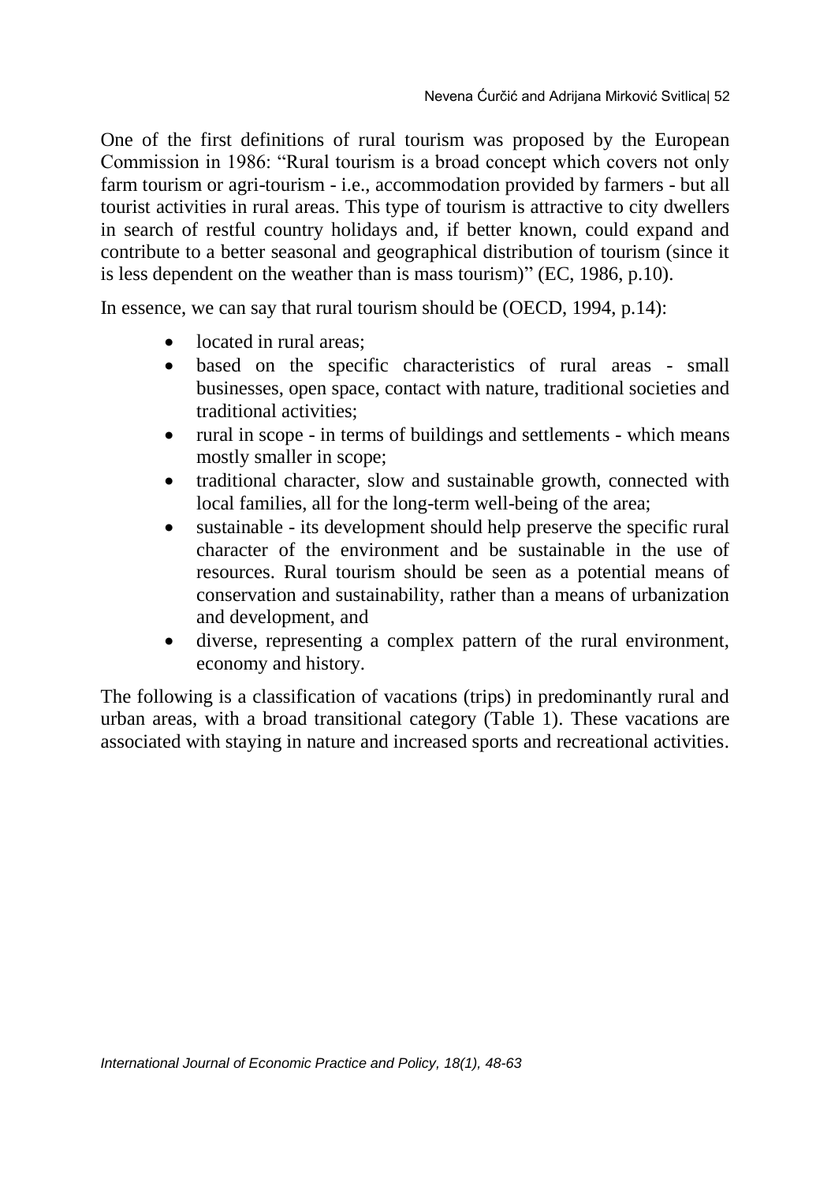One of the first definitions of rural tourism was proposed by the European Commission in 1986: "Rural tourism is a broad concept which covers not only farm tourism or agri-tourism - i.e., accommodation provided by farmers - but all tourist activities in rural areas. This type of tourism is attractive to city dwellers in search of restful country holidays and, if better known, could expand and contribute to a better seasonal and geographical distribution of tourism (since it is less dependent on the weather than is mass tourism)" (EC, 1986, p.10).

In essence, we can say that rural tourism should be (OECD, 1994, p.14):

- located in rural areas;
- based on the specific characteristics of rural areas - small businesses, open space, contact with nature, traditional societies and traditional activities;
- rural in scope - in terms of buildings and settlements - which means mostly smaller in scope;
- traditional character, slow and sustainable growth, connected with local families, all for the long-term well-being of the area;
- sustainable - its development should help preserve the specific rural character of the environment and be sustainable in the use of resources. Rural tourism should be seen as a potential means of conservation and sustainability, rather than a means of urbanization and development, and
- diverse, representing a complex pattern of the rural environment, economy and history.

The following is a classification of vacations (trips) in predominantly rural and urban areas, with a broad transitional category (Table 1). These vacations are associated with staying in nature and increased sports and recreational activities.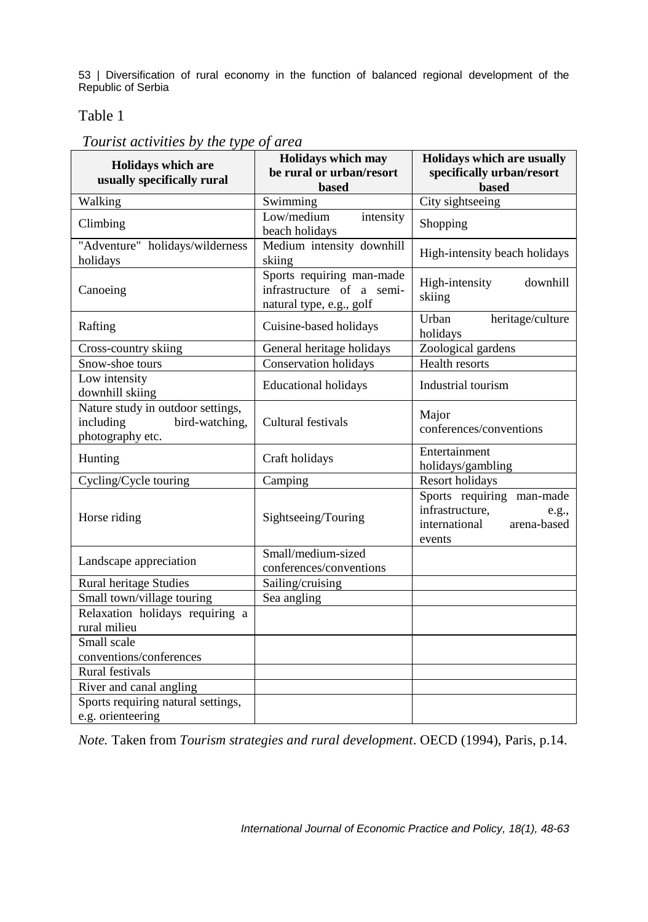Table 1

*Tourist activities by the type of area*

| Holidays which are usually specifically rural | Holidays which may be rural or urban/resort based | Holidays which are usually specifically urban/resort based |
|---|---|---|
| Walking | Swimming | City sightseeing |
| Climbing | Low/medium intensity beach holidays | Shopping |
| "Adventure" holidays/wilderness holidays | Medium intensity downhill skiing | High-intensity beach holidays |
| Canoeing | Sports requiring man-made infrastructure of a semi-natural type, e.g., golf | High-intensity downhill skiing |
| Rafting | Cuisine-based holidays | Urban heritage/culture holidays |
| Cross-country skiing | General heritage holidays | Zoological gardens |
| Snow-shoe tours | Conservation holidays | Health resorts |
| Low intensity downhill skiing | Educational holidays | Industrial tourism |
| Nature study in outdoor settings, including bird-watching, photography etc. | Cultural festivals | Major conferences/conventions |
| Hunting | Craft holidays | Entertainment holidays/gambling |
| Cycling/Cycle touring | Camping | Resort holidays |
| Horse riding | Sightseeing/Touring | Sports requiring man-made infrastructure, e.g., international arena-based events |
| Landscape appreciation | Small/medium-sized conferences/conventions | |
| Rural heritage Studies | Sailing/cruising | |
| Small town/village touring | Sea angling | |
| Relaxation holidays requiring a rural milieu | | |
| Small scale conventions/conferences | | |
| Rural festivals | | |
| River and canal angling | | |
| Sports requiring natural settings, e.g. orienteering | | |

*Note.* Taken from *Tourism strategies and rural development*. OECD (1994), Paris, p.14.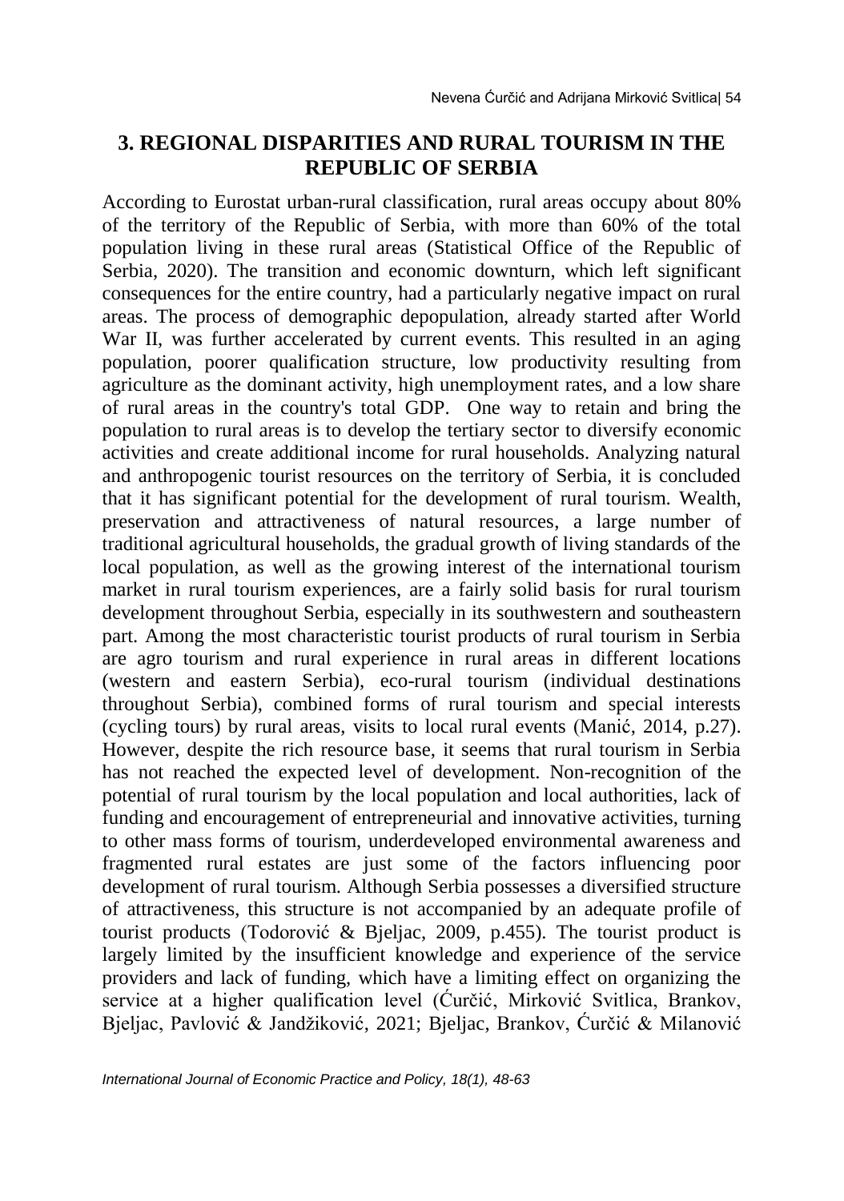## 3. REGIONAL DISPARITIES AND RURAL TOURISM IN THE REPUBLIC OF SERBIA

According to Eurostat urban-rural classification, rural areas occupy about 80% of the territory of the Republic of Serbia, with more than 60% of the total population living in these rural areas (Statistical Office of the Republic of Serbia, 2020). The transition and economic downturn, which left significant consequences for the entire country, had a particularly negative impact on rural areas. The process of demographic depopulation, already started after World War II, was further accelerated by current events. This resulted in an aging population, poorer qualification structure, low productivity resulting from agriculture as the dominant activity, high unemployment rates, and a low share of rural areas in the country's total GDP. One way to retain and bring the population to rural areas is to develop the tertiary sector to diversify economic activities and create additional income for rural households. Analyzing natural and anthropogenic tourist resources on the territory of Serbia, it is concluded that it has significant potential for the development of rural tourism. Wealth, preservation and attractiveness of natural resources, a large number of traditional agricultural households, the gradual growth of living standards of the local population, as well as the growing interest of the international tourism market in rural tourism experiences, are a fairly solid basis for rural tourism development throughout Serbia, especially in its southwestern and southeastern part. Among the most characteristic tourist products of rural tourism in Serbia are agro tourism and rural experience in rural areas in different locations (western and eastern Serbia), eco-rural tourism (individual destinations throughout Serbia), combined forms of rural tourism and special interests (cycling tours) by rural areas, visits to local rural events (Manić, 2014, p.27). However, despite the rich resource base, it seems that rural tourism in Serbia has not reached the expected level of development. Non-recognition of the potential of rural tourism by the local population and local authorities, lack of funding and encouragement of entrepreneurial and innovative activities, turning to other mass forms of tourism, underdeveloped environmental awareness and fragmented rural estates are just some of the factors influencing poor development of rural tourism. Although Serbia possesses a diversified structure of attractiveness, this structure is not accompanied by an adequate profile of tourist products (Todorović & Bjeljac, 2009, p.455). The tourist product is largely limited by the insufficient knowledge and experience of the service providers and lack of funding, which have a limiting effect on organizing the service at a higher qualification level (Ćurčić, Mirković Svitlica, Brankov, Bjeljac, Pavlović & Jandžiković, 2021; Bjeljac, Brankov, Ćurčić & Milanović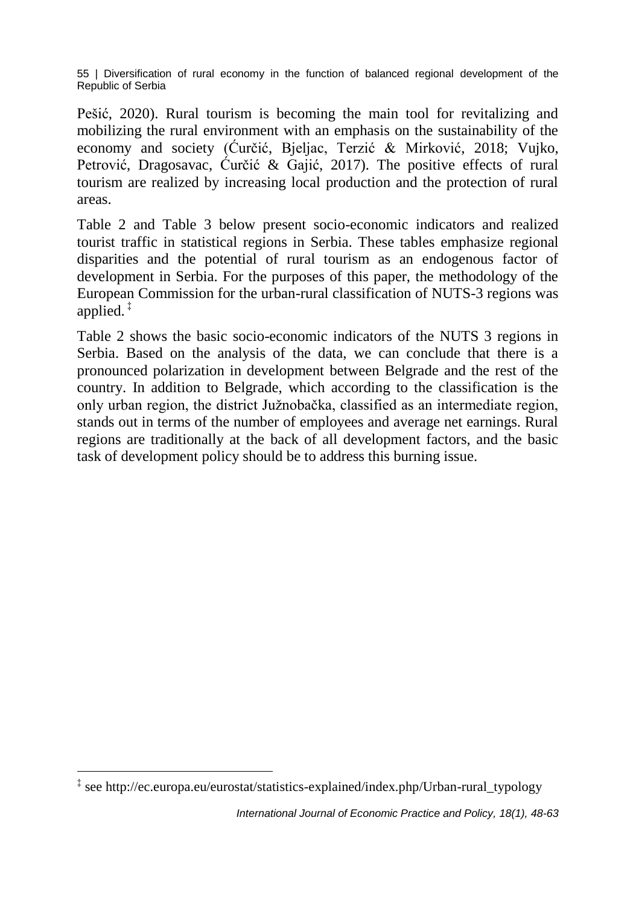Pešić, 2020). Rural tourism is becoming the main tool for revitalizing and mobilizing the rural environment with an emphasis on the sustainability of the economy and society (Ćurčić, Bjeljac, Terzić & Mirković, 2018; Vujko, Petrović, Dragosavac, Ćurčić & Gajić, 2017). The positive effects of rural tourism are realized by increasing local production and the protection of rural areas.

Table 2 and Table 3 below present socio-economic indicators and realized tourist traffic in statistical regions in Serbia. These tables emphasize regional disparities and the potential of rural tourism as an endogenous factor of development in Serbia. For the purposes of this paper, the methodology of the European Commission for the urban-rural classification of NUTS-3 regions was applied. [‡]

Table 2 shows the basic socio-economic indicators of the NUTS 3 regions in Serbia. Based on the analysis of the data, we can conclude that there is a pronounced polarization in development between Belgrade and the rest of the country. In addition to Belgrade, which according to the classification is the only urban region, the district Južnobačka, classified as an intermediate region, stands out in terms of the number of employees and average net earnings. Rural regions are traditionally at the back of all development factors, and the basic task of development policy should be to address this burning issue.

---

[‡] see http://ec.europa.eu/eurostat/statistics-explained/index.php/Urban-rural_typology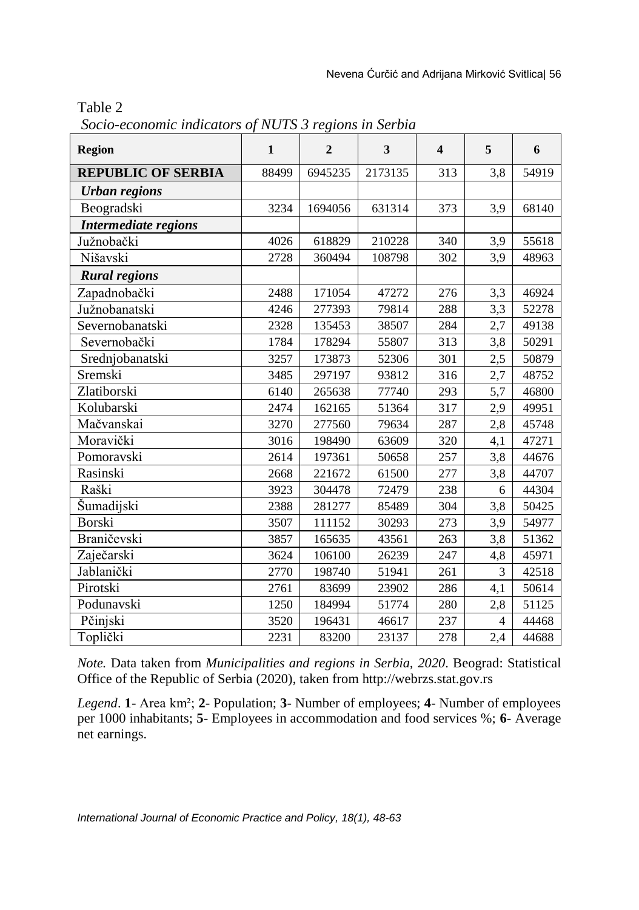Table 2

*Socio-economic indicators of NUTS 3 regions in Serbia*

| Region | 1 | 2 | 3 | 4 | 5 | 6 |
|---|---|---|---|---|---|---|
| **REPUBLIC OF SERBIA** | 88499 | 6945235 | 2173135 | 313 | 3,8 | 54919 |
| ***Urban regions*** | | | | | | |
| Beogradski | 3234 | 1694056 | 631314 | 373 | 3,9 | 68140 |
| ***Intermediate regions*** | | | | | | |
| Južnobački | 4026 | 618829 | 210228 | 340 | 3,9 | 55618 |
| Nišavski | 2728 | 360494 | 108798 | 302 | 3,9 | 48963 |
| ***Rural regions*** | | | | | | |
| Zapadnobački | 2488 | 171054 | 47272 | 276 | 3,3 | 46924 |
| Južnobanatski | 4246 | 277393 | 79814 | 288 | 3,3 | 52278 |
| Severnobanatski | 2328 | 135453 | 38507 | 284 | 2,7 | 49138 |
| Severnobački | 1784 | 178294 | 55807 | 313 | 3,8 | 50291 |
| Srednjobanatski | 3257 | 173873 | 52306 | 301 | 2,5 | 50879 |
| Sremski | 3485 | 297197 | 93812 | 316 | 2,7 | 48752 |
| Zlatiborski | 6140 | 265638 | 77740 | 293 | 5,7 | 46800 |
| Kolubarski | 2474 | 162165 | 51364 | 317 | 2,9 | 49951 |
| Mačvanskai | 3270 | 277560 | 79634 | 287 | 2,8 | 45748 |
| Moravički | 3016 | 198490 | 63609 | 320 | 4,1 | 47271 |
| Pomoravski | 2614 | 197361 | 50658 | 257 | 3,8 | 44676 |
| Rasinski | 2668 | 221672 | 61500 | 277 | 3,8 | 44707 |
| Raški | 3923 | 304478 | 72479 | 238 | 6 | 44304 |
| Šumadijski | 2388 | 281277 | 85489 | 304 | 3,8 | 50425 |
| Borski | 3507 | 111152 | 30293 | 273 | 3,9 | 54977 |
| Braničevski | 3857 | 165635 | 43561 | 263 | 3,8 | 51362 |
| Zaječarski | 3624 | 106100 | 26239 | 247 | 4,8 | 45971 |
| Jablanički | 2770 | 198740 | 51941 | 261 | 3 | 42518 |
| Pirotski | 2761 | 83699 | 23902 | 286 | 4,1 | 50614 |
| Podunavski | 1250 | 184994 | 51774 | 280 | 2,8 | 51125 |
| Pčinjski | 3520 | 196431 | 46617 | 237 | 4 | 44468 |
| Toplički | 2231 | 83200 | 23137 | 278 | 2,4 | 44688 |

*Note.* Data taken from *Municipalities and regions in Serbia, 2020*. Beograd: Statistical Office of the Republic of Serbia (2020), taken from http://webrzs.stat.gov.rs

*Legend*. **1**- Area km²; **2**- Population; **3**- Number of employees; **4**- Number of employees per 1000 inhabitants; **5**- Employees in accommodation and food services %; **6**- Average net earnings.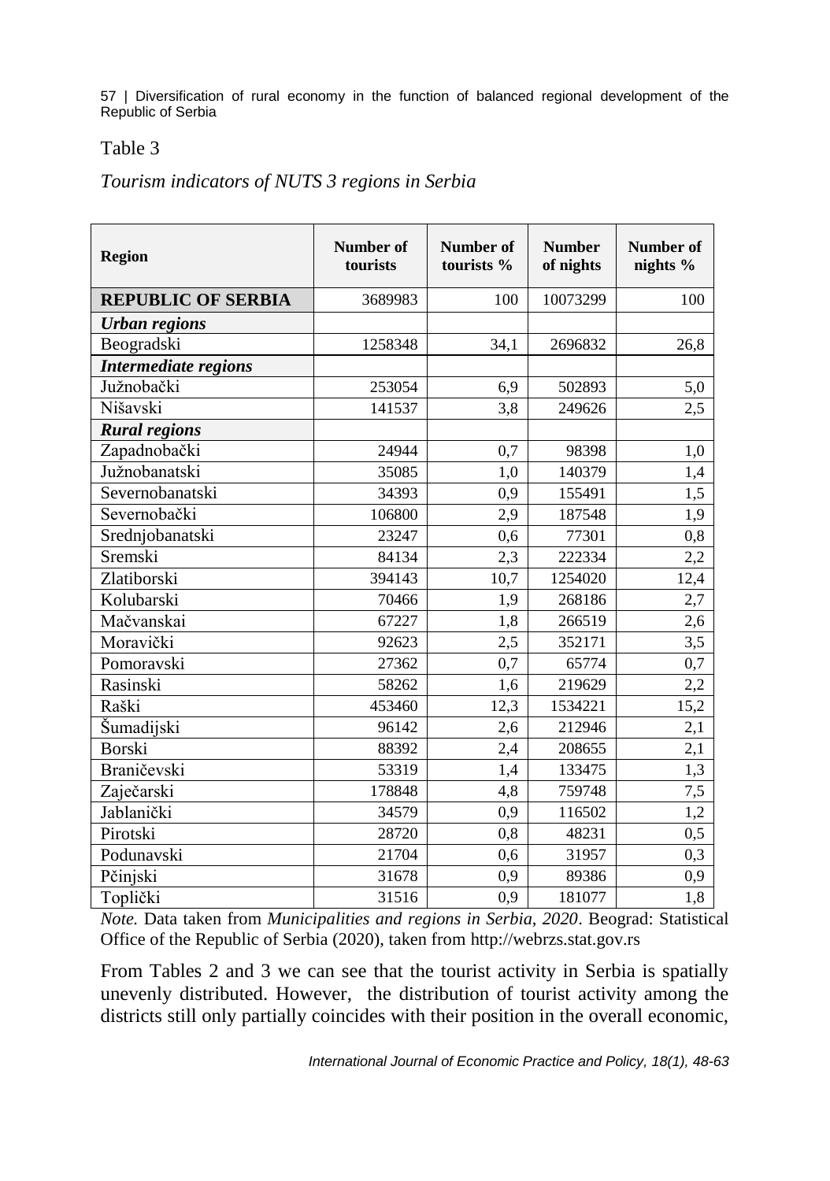Table 3

*Tourism indicators of NUTS 3 regions in Serbia*

| Region | Number of tourists | Number of tourists % | Number of nights | Number of nights % |
|---|---|---|---|---|
| **REPUBLIC OF SERBIA** | 3689983 | 100 | 10073299 | 100 |
| ***Urban regions*** | | | | |
| Beogradski | 1258348 | 34,1 | 2696832 | 26,8 |
| ***Intermediate regions*** | | | | |
| Južnobački | 253054 | 6,9 | 502893 | 5,0 |
| Nišavski | 141537 | 3,8 | 249626 | 2,5 |
| ***Rural regions*** | | | | |
| Zapadnobački | 24944 | 0,7 | 98398 | 1,0 |
| Južnobanatski | 35085 | 1,0 | 140379 | 1,4 |
| Severnobanatski | 34393 | 0,9 | 155491 | 1,5 |
| Severnobački | 106800 | 2,9 | 187548 | 1,9 |
| Srednjobanatski | 23247 | 0,6 | 77301 | 0,8 |
| Sremski | 84134 | 2,3 | 222334 | 2,2 |
| Zlatiborski | 394143 | 10,7 | 1254020 | 12,4 |
| Kolubarski | 70466 | 1,9 | 268186 | 2,7 |
| Mačvanskai | 67227 | 1,8 | 266519 | 2,6 |
| Moravički | 92623 | 2,5 | 352171 | 3,5 |
| Pomoravski | 27362 | 0,7 | 65774 | 0,7 |
| Rasinski | 58262 | 1,6 | 219629 | 2,2 |
| Raški | 453460 | 12,3 | 1534221 | 15,2 |
| Šumadijski | 96142 | 2,6 | 212946 | 2,1 |
| Borski | 88392 | 2,4 | 208655 | 2,1 |
| Braničevski | 53319 | 1,4 | 133475 | 1,3 |
| Zaječarski | 178848 | 4,8 | 759748 | 7,5 |
| Jablanički | 34579 | 0,9 | 116502 | 1,2 |
| Pirotski | 28720 | 0,8 | 48231 | 0,5 |
| Podunavski | 21704 | 0,6 | 31957 | 0,3 |
| Pčinjski | 31678 | 0,9 | 89386 | 0,9 |
| Toplički | 31516 | 0,9 | 181077 | 1,8 |

*Note.* Data taken from *Municipalities and regions in Serbia, 2020*. Beograd: Statistical Office of the Republic of Serbia (2020), taken from http://webrzs.stat.gov.rs

From Tables 2 and 3 we can see that the tourist activity in Serbia is spatially unevenly distributed. However, the distribution of tourist activity among the districts still only partially coincides with their position in the overall economic,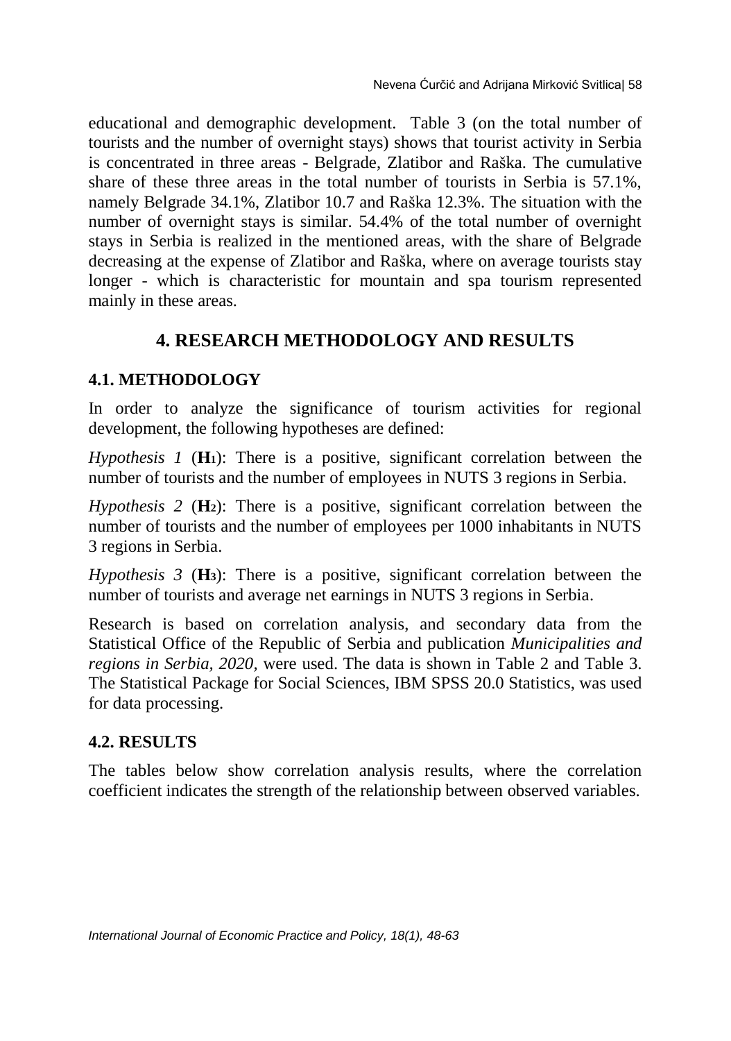educational and demographic development. Table 3 (on the total number of tourists and the number of overnight stays) shows that tourist activity in Serbia is concentrated in three areas - Belgrade, Zlatibor and Raška. The cumulative share of these three areas in the total number of tourists in Serbia is 57.1%, namely Belgrade 34.1%, Zlatibor 10.7 and Raška 12.3%. The situation with the number of overnight stays is similar. 54.4% of the total number of overnight stays in Serbia is realized in the mentioned areas, with the share of Belgrade decreasing at the expense of Zlatibor and Raška, where on average tourists stay longer - which is characteristic for mountain and spa tourism represented mainly in these areas.

# 4. RESEARCH METHODOLOGY AND RESULTS

## 4.1. METHODOLOGY

In order to analyze the significance of tourism activities for regional development, the following hypotheses are defined:

*Hypothesis 1* (**$H_1$**): There is a positive, significant correlation between the number of tourists and the number of employees in NUTS 3 regions in Serbia.

*Hypothesis 2* (**$H_2$**): There is a positive, significant correlation between the number of tourists and the number of employees per 1000 inhabitants in NUTS 3 regions in Serbia.

*Hypothesis 3* (**$H_3$**): There is a positive, significant correlation between the number of tourists and average net earnings in NUTS 3 regions in Serbia.

Research is based on correlation analysis, and secondary data from the Statistical Office of the Republic of Serbia and publication *Municipalities and regions in Serbia, 2020*, were used. The data is shown in Table 2 and Table 3. The Statistical Package for Social Sciences, IBM SPSS 20.0 Statistics, was used for data processing.

## 4.2. RESULTS

The tables below show correlation analysis results, where the correlation coefficient indicates the strength of the relationship between observed variables.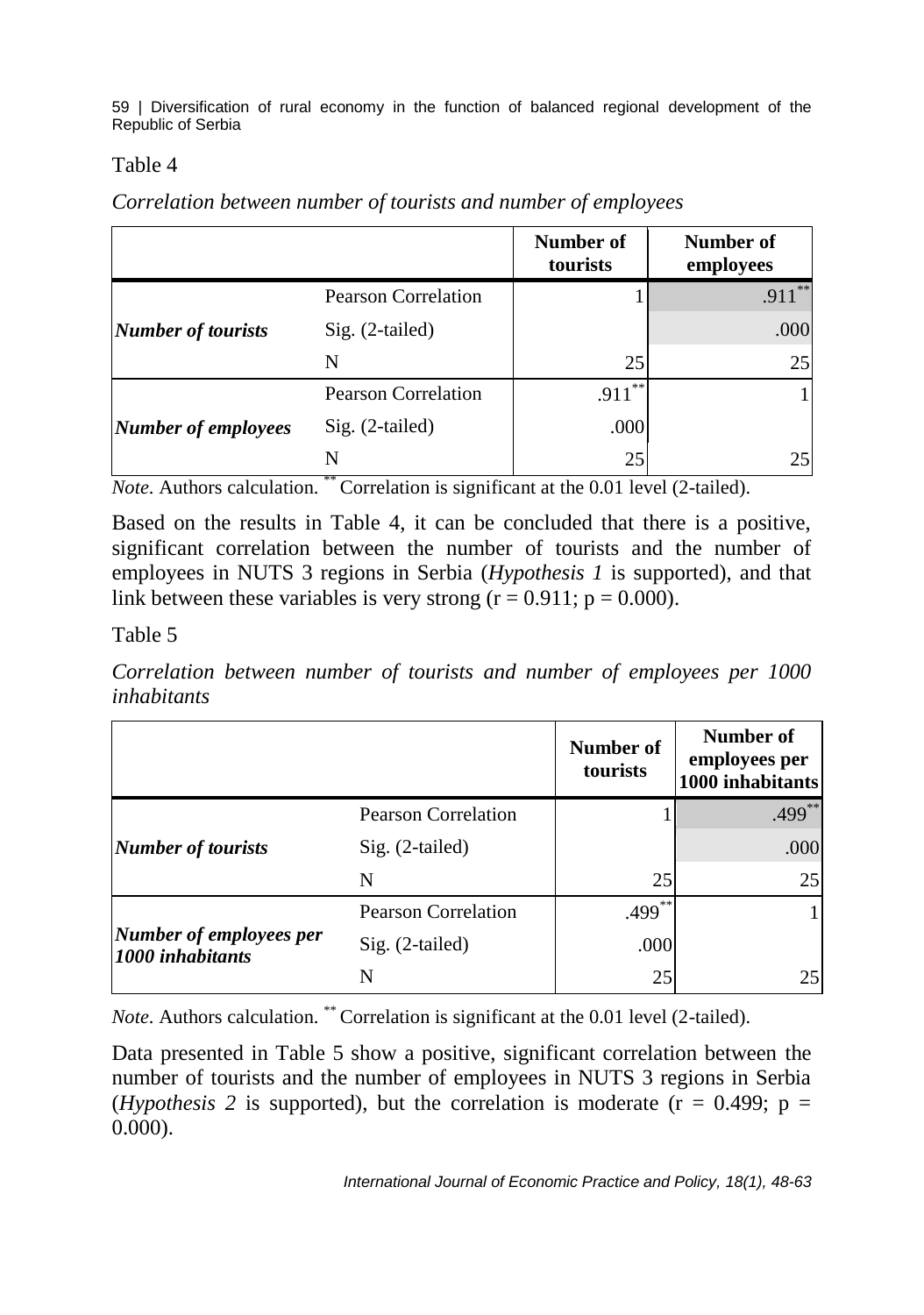Table 4

*Correlation between number of tourists and number of employees*

| | | Number of tourists | Number of employees |
|---|---|---|---|
| ***Number of tourists*** | Pearson Correlation | 1 | .911** |
| | Sig. (2-tailed) | | .000 |
| | N | 25 | 25 |
| ***Number of employees*** | Pearson Correlation | .911** | 1 |
| | Sig. (2-tailed) | .000 | |
| | N | 25 | 25 |

*Note*. Authors calculation. ** Correlation is significant at the 0.01 level (2-tailed).

Based on the results in Table 4, it can be concluded that there is a positive, significant correlation between the number of tourists and the number of employees in NUTS 3 regions in Serbia (*Hypothesis 1* is supported), and that link between these variables is very strong ($r = 0.911$; $p = 0.000$).

Table 5

*Correlation between number of tourists and number of employees per 1000 inhabitants*

| | | Number of tourists | Number of employees per 1000 inhabitants |
|---|---|---|---|
| ***Number of tourists*** | Pearson Correlation | 1 | .499** |
| | Sig. (2-tailed) | | .000 |
| | N | 25 | 25 |
| ***Number of employees per 1000 inhabitants*** | Pearson Correlation | .499** | 1 |
| | Sig. (2-tailed) | .000 | |
| | N | 25 | 25 |

*Note*. Authors calculation. ** Correlation is significant at the 0.01 level (2-tailed).

Data presented in Table 5 show a positive, significant correlation between the number of tourists and the number of employees in NUTS 3 regions in Serbia (*Hypothesis 2* is supported), but the correlation is moderate ($r = 0.499$; $p = 0.000$).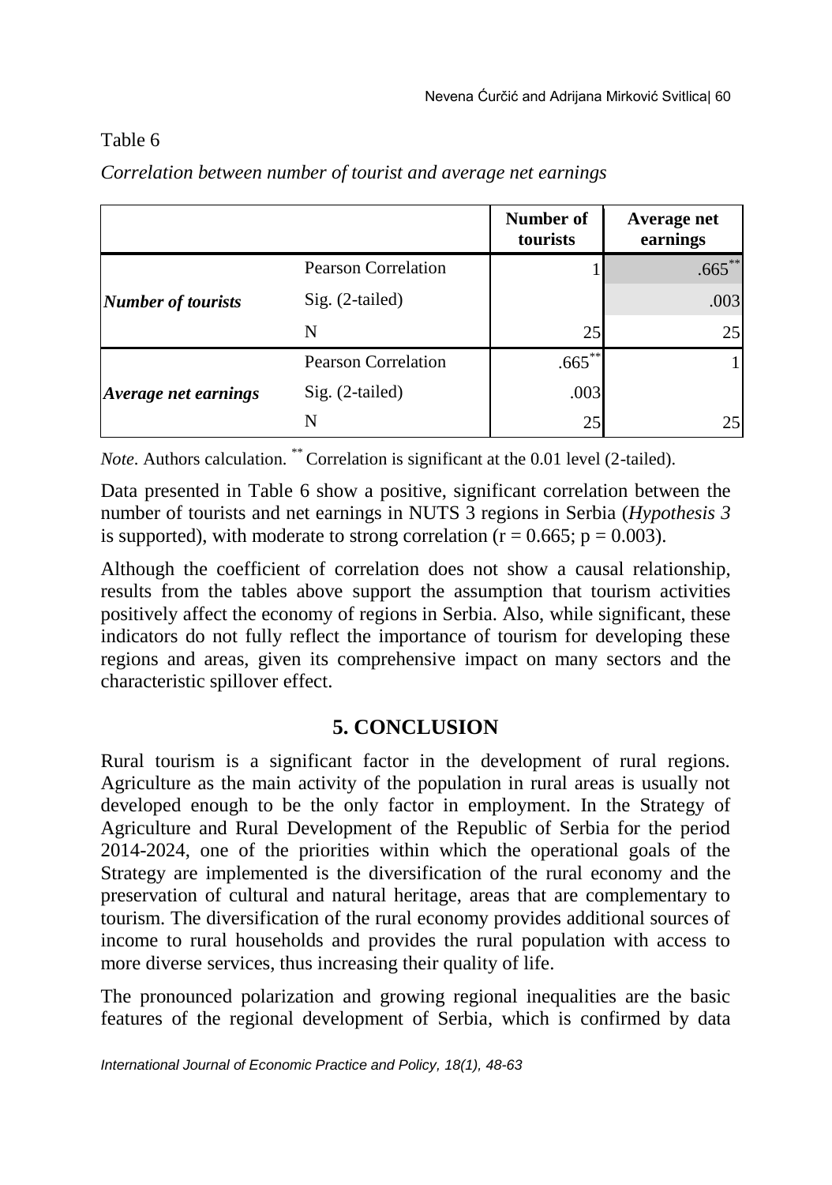Table 6

*Correlation between number of tourist and average net earnings*

| | | Number of tourists | Average net earnings |
|---|---|---|---|
| ***Number of tourists*** | Pearson Correlation | 1 | .665** |
| | Sig. (2-tailed) | | .003 |
| | N | 25 | 25 |
| ***Average net earnings*** | Pearson Correlation | .665** | 1 |
| | Sig. (2-tailed) | .003 | |
| | N | 25 | 25 |

*Note*. Authors calculation. ** Correlation is significant at the 0.01 level (2-tailed).

Data presented in Table 6 show a positive, significant correlation between the number of tourists and net earnings in NUTS 3 regions in Serbia (*Hypothesis 3* is supported), with moderate to strong correlation ($r = 0.665$; $p = 0.003$).

Although the coefficient of correlation does not show a causal relationship, results from the tables above support the assumption that tourism activities positively affect the economy of regions in Serbia. Also, while significant, these indicators do not fully reflect the importance of tourism for developing these regions and areas, given its comprehensive impact on many sectors and the characteristic spillover effect.

## 5. CONCLUSION

Rural tourism is a significant factor in the development of rural regions. Agriculture as the main activity of the population in rural areas is usually not developed enough to be the only factor in employment. In the Strategy of Agriculture and Rural Development of the Republic of Serbia for the period 2014-2024, one of the priorities within which the operational goals of the Strategy are implemented is the diversification of the rural economy and the preservation of cultural and natural heritage, areas that are complementary to tourism. The diversification of the rural economy provides additional sources of income to rural households and provides the rural population with access to more diverse services, thus increasing their quality of life.

The pronounced polarization and growing regional inequalities are the basic features of the regional development of Serbia, which is confirmed by data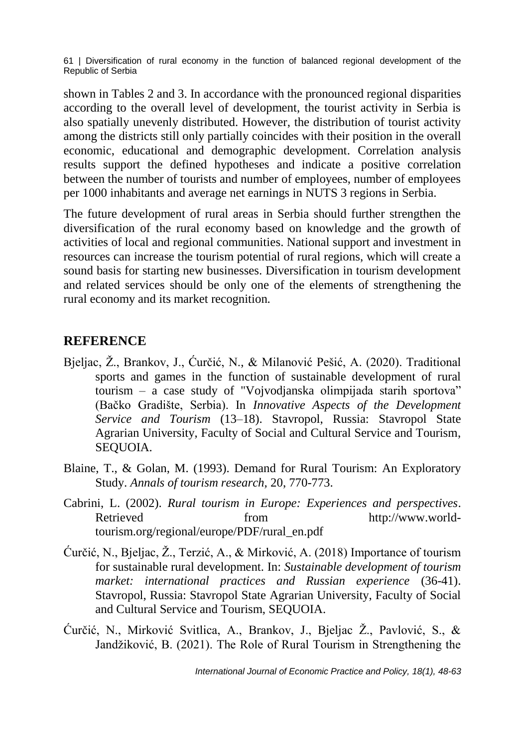shown in Tables 2 and 3. In accordance with the pronounced regional disparities according to the overall level of development, the tourist activity in Serbia is also spatially unevenly distributed. However, the distribution of tourist activity among the districts still only partially coincides with their position in the overall economic, educational and demographic development. Correlation analysis results support the defined hypotheses and indicate a positive correlation between the number of tourists and number of employees, number of employees per 1000 inhabitants and average net earnings in NUTS 3 regions in Serbia.

The future development of rural areas in Serbia should further strengthen the diversification of the rural economy based on knowledge and the growth of activities of local and regional communities. National support and investment in resources can increase the tourism potential of rural regions, which will create a sound basis for starting new businesses. Diversification in tourism development and related services should be only one of the elements of strengthening the rural economy and its market recognition.

## REFERENCE

Bjeljac, Ž., Brankov, J., Ćurčić, N., & Milanović Pešić, A. (2020). Traditional sports and games in the function of sustainable development of rural tourism – a case study of "Vojvodjanska olimpijada starih sportova" (Bačko Gradište, Serbia). In *Innovative Aspects of the Development Service and Tourism* (13–18). Stavropol, Russia: Stavropol State Agrarian University, Faculty of Social and Cultural Service and Tourism, SEQUOIA.

Blaine, T., & Golan, M. (1993). Demand for Rural Tourism: An Exploratory Study. *Annals of tourism research,* 20, 770-773.

Cabrini, L. (2002). *Rural tourism in Europe: Experiences and perspectives*. Retrieved from http://www.world-tourism.org/regional/europe/PDF/rural_en.pdf

Ćurčić, N., Bjeljac, Ž., Terzić, A., & Mirković, A. (2018) Importance of tourism for sustainable rural development. In: *Sustainable development of tourism market: international practices and Russian experience* (36-41). Stavropol, Russia: Stavropol State Agrarian University, Faculty of Social and Cultural Service and Tourism, SEQUOIA.

Ćurčić, N., Mirković Svitlica, A., Brankov, J., Bjeljac Ž., Pavlović, S., & Jandžiković, B. (2021). The Role of Rural Tourism in Strengthening the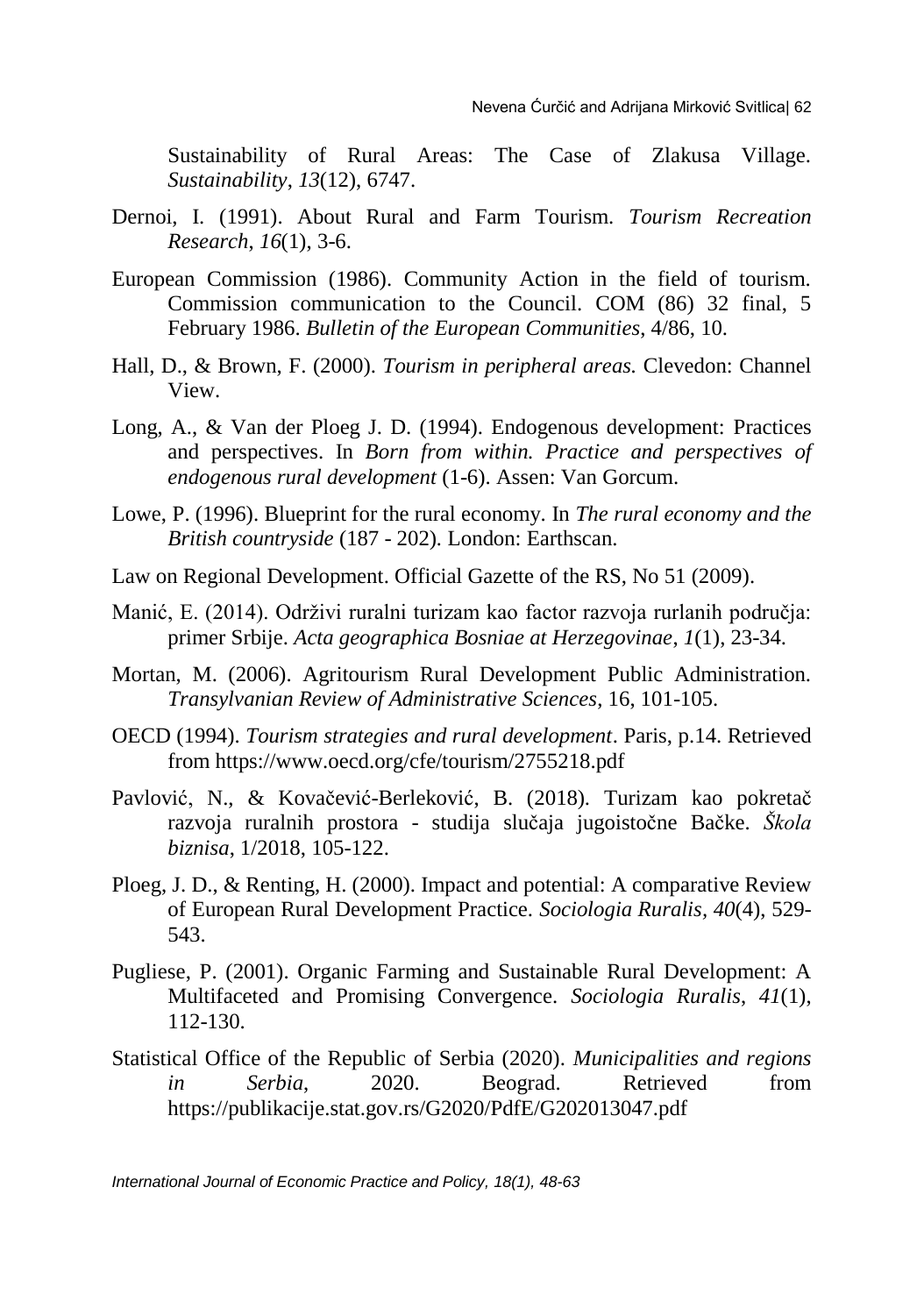Sustainability of Rural Areas: The Case of Zlakusa Village. *Sustainability*, *13*(12), 6747.

Dernoi, I. (1991). About Rural and Farm Tourism. *Tourism Recreation Research*, *16*(1), 3-6.

European Commission (1986). Community Action in the field of tourism. Commission communication to the Council. COM (86) 32 final, 5 February 1986. *Bulletin of the European Communities*, 4/86, 10.

Hall, D., & Brown, F. (2000). *Tourism in peripheral areas.* Clevedon: Channel View.

Long, A., & Van der Ploeg J. D. (1994). Endogenous development: Practices and perspectives. In *Born from within. Practice and perspectives of endogenous rural development* (1-6). Assen: Van Gorcum.

Lowe, P. (1996). Blueprint for the rural economy. In *The rural economy and the British countryside* (187 - 202). London: Earthscan.

Law on Regional Development. Official Gazette of the RS, No 51 (2009).

Manić, E. (2014). Održivi ruralni turizam kao factor razvoja rurlanih područja: primer Srbije. *Acta geographica Bosniae at Herzegovinae, 1*(1), 23-34.

Mortan, M. (2006). Agritourism Rural Development Public Administration. *Transylvanian Review of Administrative Sciences*, 16, 101-105.

OECD (1994). *Tourism strategies and rural development*. Paris, p.14. Retrieved from https://www.oecd.org/cfe/tourism/2755218.pdf

Pavlović, N., & Kovačević-Berleković, B. (2018). Turizam kao pokretač razvoja ruralnih prostora - studija slučaja jugoistočne Bačke. *Škola biznisa*, 1/2018, 105-122.

Ploeg, J. D., & Renting, H. (2000). Impact and potential: A comparative Review of European Rural Development Practice. *Sociologia Ruralis, 40*(4), 529-543.

Pugliese, P. (2001). Organic Farming and Sustainable Rural Development: A Multifaceted and Promising Convergence. *Sociologia Ruralis*, *41*(1), 112-130.

Statistical Office of the Republic of Serbia (2020). *Municipalities and regions in Serbia*, 2020. Beograd. Retrieved from https://publikacije.stat.gov.rs/G2020/PdfE/G202013047.pdf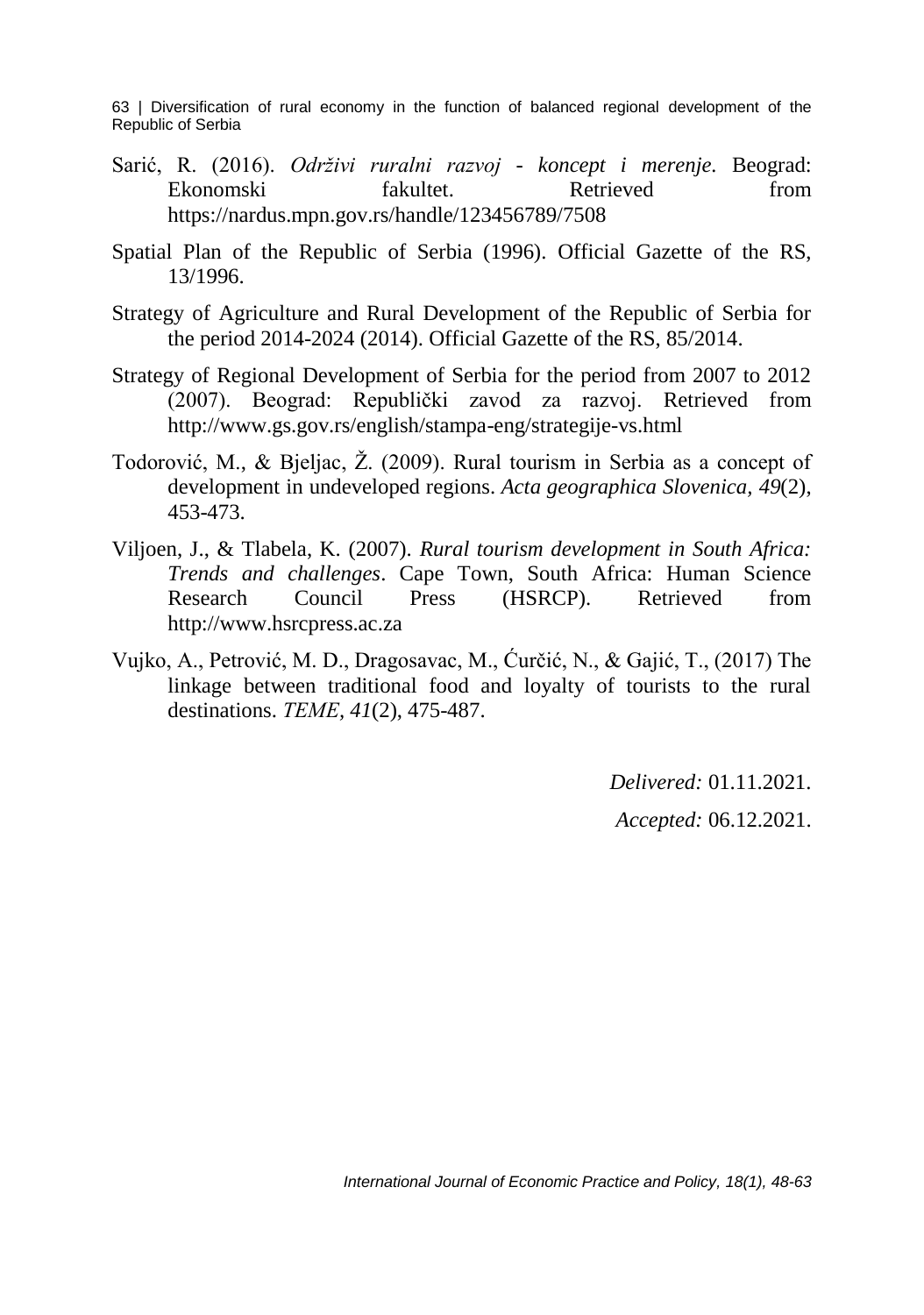Sarić, R. (2016). *Održivi ruralni razvoj - koncept i merenje.* Beograd: Ekonomski fakultet. Retrieved from https://nardus.mpn.gov.rs/handle/123456789/7508

Spatial Plan of the Republic of Serbia (1996). Official Gazette of the RS, 13/1996.

Strategy of Agriculture and Rural Development of the Republic of Serbia for the period 2014-2024 (2014). Official Gazette of the RS, 85/2014.

Strategy of Regional Development of Serbia for the period from 2007 to 2012 (2007). Beograd: Republički zavod za razvoj. Retrieved from http://www.gs.gov.rs/english/stampa-eng/strategije-vs.html

Todorović, M., & Bjeljac, Ž. (2009). Rural tourism in Serbia as a concept of development in undeveloped regions. *Acta geographica Slovenica*, *49*(2), 453-473.

Viljoen, J., & Tlabela, K. (2007). *Rural tourism development in South Africa: Trends and challenges*. Cape Town, South Africa: Human Science Research Council Press (HSRCP). Retrieved from http://www.hsrcpress.ac.za

Vujko, A., Petrović, M. D., Dragosavac, M., Ćurčić, N., & Gajić, T., (2017) The linkage between traditional food and loyalty of tourists to the rural destinations. *TEME, 41*(2), 475-487.

*Delivered:* 01.11.2021.

*Accepted:* 06.12.2021.